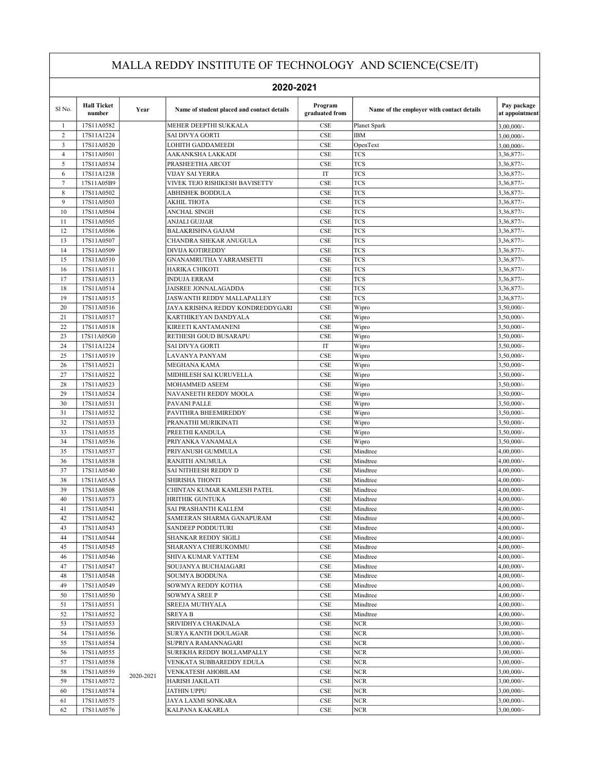# MALLA REDDY INSTITUTE OF TECHNOLOGY AND SCIENCE(CSE/IT)

## 2020-2021

| Sl No. | Hall Ticket number | Year | Name of student placed and contact details | Program graduated from | Name of the employer with contact details | Pay package at appointment |
|---|---|---|---|---|---|---|
| 1 | 17S11A0582 | 2020-2021 | MEHER DEEPTHI SUKKALA | CSE | Planet Spark | 3,00,000/- |
| 2 | 17S11A1224 | | SAI DIVYA GORTI | CSE | IBM | 3,00,000/- |
| 3 | 17S11A0520 | | LOHITH GADDAMEEDI | CSE | OpenText | 3,00,000/- |
| 4 | 17S11A0501 | | AAKANKSHA LAKKADI | CSE | TCS | 3,36,877/- |
| 5 | 17S11A0534 | | PRASHEETHA ARCOT | CSE | TCS | 3,36,877/- |
| 6 | 17S11A1238 | | VIJAY SAI YERRA | IT | TCS | 3,36,877/- |
| 7 | 17S11A05B9 | | VIVEK TEJO RISHIKESH BAVISETTY | CSE | TCS | 3,36,877/- |
| 8 | 17S11A0502 | | ABHISHEK BODDULA | CSE | TCS | 3,36,877/- |
| 9 | 17S11A0503 | | AKHIL THOTA | CSE | TCS | 3,36,877/- |
| 10 | 17S11A0504 | | ANCHAL SINGH | CSE | TCS | 3,36,877/- |
| 11 | 17S11A0505 | | ANJALI GUJJAR | CSE | TCS | 3,36,877/- |
| 12 | 17S11A0506 | | BALAKRISHNA GAJAM | CSE | TCS | 3,36,877/- |
| 13 | 17S11A0507 | | CHANDRA SHEKAR ANUGULA | CSE | TCS | 3,36,877/- |
| 14 | 17S11A0509 | | DIVIJA KOTIREDDY | CSE | TCS | 3,36,877/- |
| 15 | 17S11A0510 | | GNANAMRUTHA YARRAMSETTI | CSE | TCS | 3,36,877/- |
| 16 | 17S11A0511 | | HARIKA CHIKOTI | CSE | TCS | 3,36,877/- |
| 17 | 17S11A0513 | | INDUJA ERRAM | CSE | TCS | 3,36,877/- |
| 18 | 17S11A0514 | | JAISREE JONNALAGADDA | CSE | TCS | 3,36,877/- |
| 19 | 17S11A0515 | | JASWANTH REDDY MALLAPALLEY | CSE | TCS | 3,36,877/- |
| 20 | 17S11A0516 | | JAYA KRISHNA REDDY KONDREDDYGARI | CSE | Wipro | 3,50,000/- |
| 21 | 17S11A0517 | | KARTHIKEYAN DANDYALA | CSE | Wipro | 3,50,000/- |
| 22 | 17S11A0518 | | KIREETI KANTAMANENI | CSE | Wipro | 3,50,000/- |
| 23 | 17S11A05G0 | | RETHESH GOUD BUSARAPU | CSE | Wipro | 3,50,000/- |
| 24 | 17S11A1224 | | SAI DIVYA GORTI | IT | Wipro | 3,50,000/- |
| 25 | 17S11A0519 | | LAVANYA PANYAM | CSE | Wipro | 3,50,000/- |
| 26 | 17S11A0521 | | MEGHANA KAMA | CSE | Wipro | 3,50,000/- |
| 27 | 17S11A0522 | | MIDHILESH SAI KURUVELLA | CSE | Wipro | 3,50,000/- |
| 28 | 17S11A0523 | | MOHAMMED ASEEM | CSE | Wipro | 3,50,000/- |
| 29 | 17S11A0524 | | NAVANEETH REDDY MOOLA | CSE | Wipro | 3,50,000/- |
| 30 | 17S11A0531 | | PAVANI PALLE | CSE | Wipro | 3,50,000/- |
| 31 | 17S11A0532 | | PAVITHRA BHEEMIREDDY | CSE | Wipro | 3,50,000/- |
| 32 | 17S11A0533 | | PRANATHI MURIKINATI | CSE | Wipro | 3,50,000/- |
| 33 | 17S11A0535 | | PREETHI KANDULA | CSE | Wipro | 3,50,000/- |
| 34 | 17S11A0536 | | PRIYANKA VANAMALA | CSE | Wipro | 3,50,000/- |
| 35 | 17S11A0537 | | PRIYANUSH GUMMULA | CSE | Mindtree | 4,00,000/- |
| 36 | 17S11A0538 | | RANJITH ANUMULA | CSE | Mindtree | 4,00,000/- |
| 37 | 17S11A0540 | | SAI NITHEESH REDDY D | CSE | Mindtree | 4,00,000/- |
| 38 | 17S11A05A5 | | SHIRISHA THONTI | CSE | Mindtree | 4,00,000/- |
| 39 | 17S11A0508 | | CHINTAN KUMAR KAMLESH PATEL | CSE | Mindtree | 4,00,000/- |
| 40 | 17S11A0573 | | HRITHIK GUNTUKA | CSE | Mindtree | 4,00,000/- |
| 41 | 17S11A0541 | | SAI PRASHANTH KALLEM | CSE | Mindtree | 4,00,000/- |
| 42 | 17S11A0542 | | SAMEERAN SHARMA GANAPURAM | CSE | Mindtree | 4,00,000/- |
| 43 | 17S11A0543 | | SANDEEP PODDUTURI | CSE | Mindtree | 4,00,000/- |
| 44 | 17S11A0544 | | SHANKAR REDDY SIGILI | CSE | Mindtree | 4,00,000/- |
| 45 | 17S11A0545 | | SHARANYA CHERUKOMMU | CSE | Mindtree | 4,00,000/- |
| 46 | 17S11A0546 | | SHIVA KUMAR VATTEM | CSE | Mindtree | 4,00,000/- |
| 47 | 17S11A0547 | | SOUJANYA BUCHAIAGARI | CSE | Mindtree | 4,00,000/- |
| 48 | 17S11A0548 | | SOUMYA BODDUNA | CSE | Mindtree | 4,00,000/- |
| 49 | 17S11A0549 | | SOWMYA REDDY KOTHA | CSE | Mindtree | 4,00,000/- |
| 50 | 17S11A0550 | | SOWMYA SREE P | CSE | Mindtree | 4,00,000/- |
| 51 | 17S11A0551 | | SREEJA MUTHYALA | CSE | Mindtree | 4,00,000/- |
| 52 | 17S11A0552 | | SREYA B | CSE | Mindtree | 4,00,000/- |
| 53 | 17S11A0553 | | SRIVIDHYA CHAKINALA | CSE | NCR | 3,00,000/- |
| 54 | 17S11A0556 | | SURYA KANTH DOULAGAR | CSE | NCR | 3,00,000/- |
| 55 | 17S11A0554 | | SUPRIYA RAMANNAGARI | CSE | NCR | 3,00,000/- |
| 56 | 17S11A0555 | | SUREKHA REDDY BOLLAMPALLY | CSE | NCR | 3,00,000/- |
| 57 | 17S11A0558 | | VENKATA SUBBAREDDY EDULA | CSE | NCR | 3,00,000/- |
| 58 | 17S11A0559 | | VENKATESH AHOBILAM | CSE | NCR | 3,00,000/- |
| 59 | 17S11A0572 | | HARISH JAKILATI | CSE | NCR | 3,00,000/- |
| 60 | 17S11A0574 | | JATHIN UPPU | CSE | NCR | 3,00,000/- |
| 61 | 17S11A0575 | | JAYA LAXMI SONKARA | CSE | NCR | 3,00,000/- |
| 62 | 17S11A0576 | | KALPANA KAKARLA | CSE | NCR | 3,00,000/- |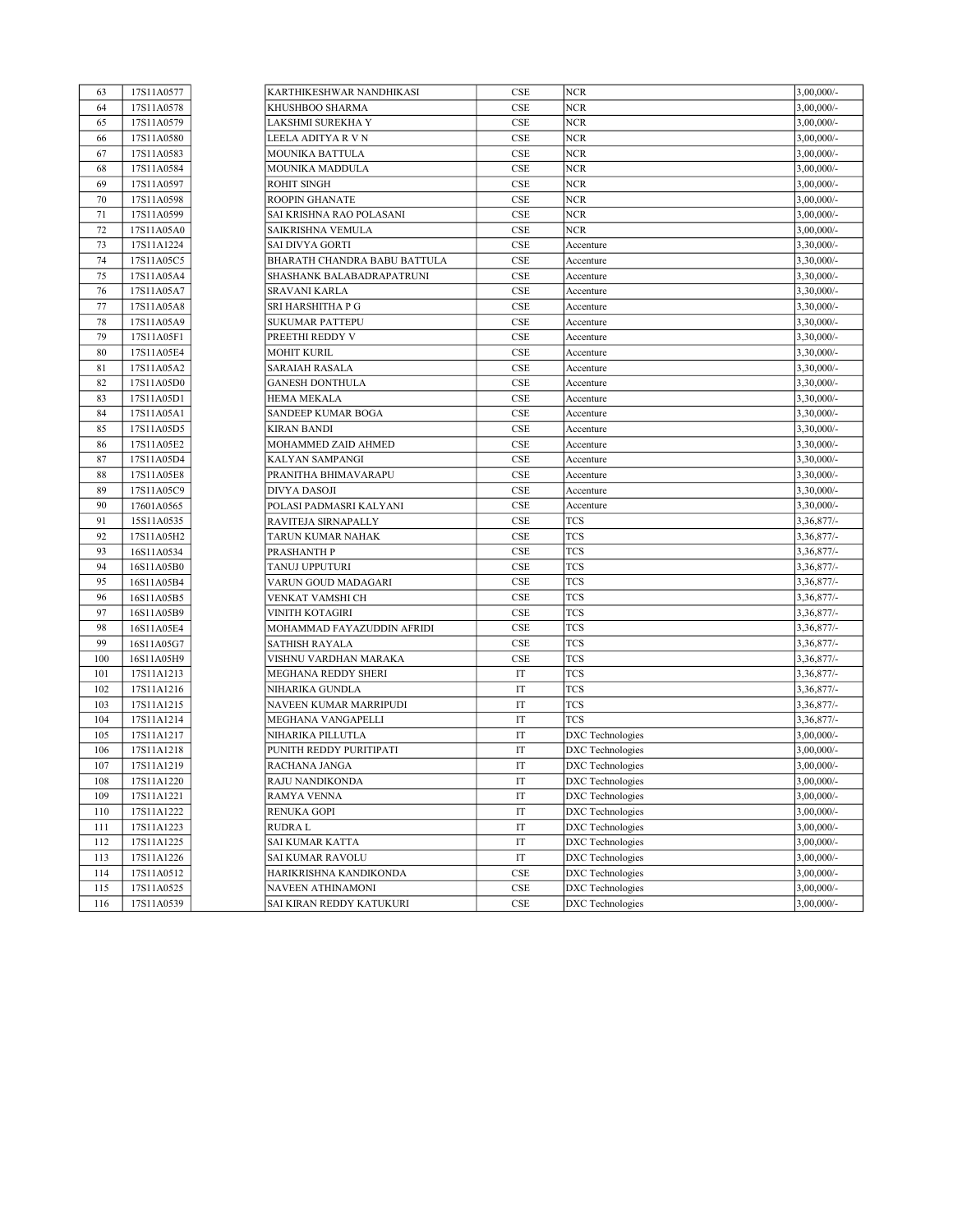| 63 | 17S11A0577 | | KARTHIKESHWAR NANDHIKASI | CSE | NCR | 3,00,000/- |
|---|---|---|---|---|---|---|
| 64 | 17S11A0578 | | KHUSHBOO SHARMA | CSE | NCR | 3,00,000/- |
| 65 | 17S11A0579 | | LAKSHMI SUREKHA Y | CSE | NCR | 3,00,000/- |
| 66 | 17S11A0580 | | LEELA ADITYA R V N | CSE | NCR | 3,00,000/- |
| 67 | 17S11A0583 | | MOUNIKA BATTULA | CSE | NCR | 3,00,000/- |
| 68 | 17S11A0584 | | MOUNIKA MADDULA | CSE | NCR | 3,00,000/- |
| 69 | 17S11A0597 | | ROHIT SINGH | CSE | NCR | 3,00,000/- |
| 70 | 17S11A0598 | | ROOPIN GHANATE | CSE | NCR | 3,00,000/- |
| 71 | 17S11A0599 | | SAI KRISHNA RAO POLASANI | CSE | NCR | 3,00,000/- |
| 72 | 17S11A05A0 | | SAIKRISHNA VEMULA | CSE | NCR | 3,00,000/- |
| 73 | 17S11A1224 | | SAI DIVYA GORTI | CSE | Accenture | 3,30,000/- |
| 74 | 17S11A05C5 | | BHARATH CHANDRA BABU BATTULA | CSE | Accenture | 3,30,000/- |
| 75 | 17S11A05A4 | | SHASHANK BALABADRAPATRUNI | CSE | Accenture | 3,30,000/- |
| 76 | 17S11A05A7 | | SRAVANI KARLA | CSE | Accenture | 3,30,000/- |
| 77 | 17S11A05A8 | | SRI HARSHITHA P G | CSE | Accenture | 3,30,000/- |
| 78 | 17S11A05A9 | | SUKUMAR PATTEPU | CSE | Accenture | 3,30,000/- |
| 79 | 17S11A05F1 | | PREETHI REDDY V | CSE | Accenture | 3,30,000/- |
| 80 | 17S11A05E4 | | MOHIT KURIL | CSE | Accenture | 3,30,000/- |
| 81 | 17S11A05A2 | | SARAIAH RASALA | CSE | Accenture | 3,30,000/- |
| 82 | 17S11A05D0 | | GANESH DONTHULA | CSE | Accenture | 3,30,000/- |
| 83 | 17S11A05D1 | | HEMA MEKALA | CSE | Accenture | 3,30,000/- |
| 84 | 17S11A05A1 | | SANDEEP KUMAR BOGA | CSE | Accenture | 3,30,000/- |
| 85 | 17S11A05D5 | | KIRAN BANDI | CSE | Accenture | 3,30,000/- |
| 86 | 17S11A05E2 | | MOHAMMED ZAID AHMED | CSE | Accenture | 3,30,000/- |
| 87 | 17S11A05D4 | | KALYAN SAMPANGI | CSE | Accenture | 3,30,000/- |
| 88 | 17S11A05E8 | | PRANITHA BHIMAVARAPU | CSE | Accenture | 3,30,000/- |
| 89 | 17S11A05C9 | | DIVYA DASOJI | CSE | Accenture | 3,30,000/- |
| 90 | 17601A0565 | | POLASI PADMASRI KALYANI | CSE | Accenture | 3,30,000/- |
| 91 | 15S11A0535 | | RAVITEJA SIRNAPALLY | CSE | TCS | 3,36,877/- |
| 92 | 17S11A05H2 | | TARUN KUMAR NAHAK | CSE | TCS | 3,36,877/- |
| 93 | 16S11A0534 | | PRASHANTH P | CSE | TCS | 3,36,877/- |
| 94 | 16S11A05B0 | | TANUJ UPPUTURI | CSE | TCS | 3,36,877/- |
| 95 | 16S11A05B4 | | VARUN GOUD MADAGARI | CSE | TCS | 3,36,877/- |
| 96 | 16S11A05B5 | | VENKAT VAMSHI CH | CSE | TCS | 3,36,877/- |
| 97 | 16S11A05B9 | | VINITH KOTAGIRI | CSE | TCS | 3,36,877/- |
| 98 | 16S11A05E4 | | MOHAMMAD FAYAZUDDIN AFRIDI | CSE | TCS | 3,36,877/- |
| 99 | 16S11A05G7 | | SATHISH RAYALA | CSE | TCS | 3,36,877/- |
| 100 | 16S11A05H9 | | VISHNU VARDHAN MARAKA | CSE | TCS | 3,36,877/- |
| 101 | 17S11A1213 | | MEGHANA REDDY SHERI | IT | TCS | 3,36,877/- |
| 102 | 17S11A1216 | | NIHARIKA GUNDLA | IT | TCS | 3,36,877/- |
| 103 | 17S11A1215 | | NAVEEN KUMAR MARRIPUDI | IT | TCS | 3,36,877/- |
| 104 | 17S11A1214 | | MEGHANA VANGAPELLI | IT | TCS | 3,36,877/- |
| 105 | 17S11A1217 | | NIHARIKA PILLUTLA | IT | DXC Technologies | 3,00,000/- |
| 106 | 17S11A1218 | | PUNITH REDDY PURITIPATI | IT | DXC Technologies | 3,00,000/- |
| 107 | 17S11A1219 | | RACHANA JANGA | IT | DXC Technologies | 3,00,000/- |
| 108 | 17S11A1220 | | RAJU NANDIKONDA | IT | DXC Technologies | 3,00,000/- |
| 109 | 17S11A1221 | | RAMYA VENNA | IT | DXC Technologies | 3,00,000/- |
| 110 | 17S11A1222 | | RENUKA GOPI | IT | DXC Technologies | 3,00,000/- |
| 111 | 17S11A1223 | | RUDRA L | IT | DXC Technologies | 3,00,000/- |
| 112 | 17S11A1225 | | SAI KUMAR KATTA | IT | DXC Technologies | 3,00,000/- |
| 113 | 17S11A1226 | | SAI KUMAR RAVOLU | IT | DXC Technologies | 3,00,000/- |
| 114 | 17S11A0512 | | HARIKRISHNA KANDIKONDA | CSE | DXC Technologies | 3,00,000/- |
| 115 | 17S11A0525 | | NAVEEN ATHINAMONI | CSE | DXC Technologies | 3,00,000/- |
| 116 | 17S11A0539 | | SAI KIRAN REDDY KATUKURI | CSE | DXC Technologies | 3,00,000/- |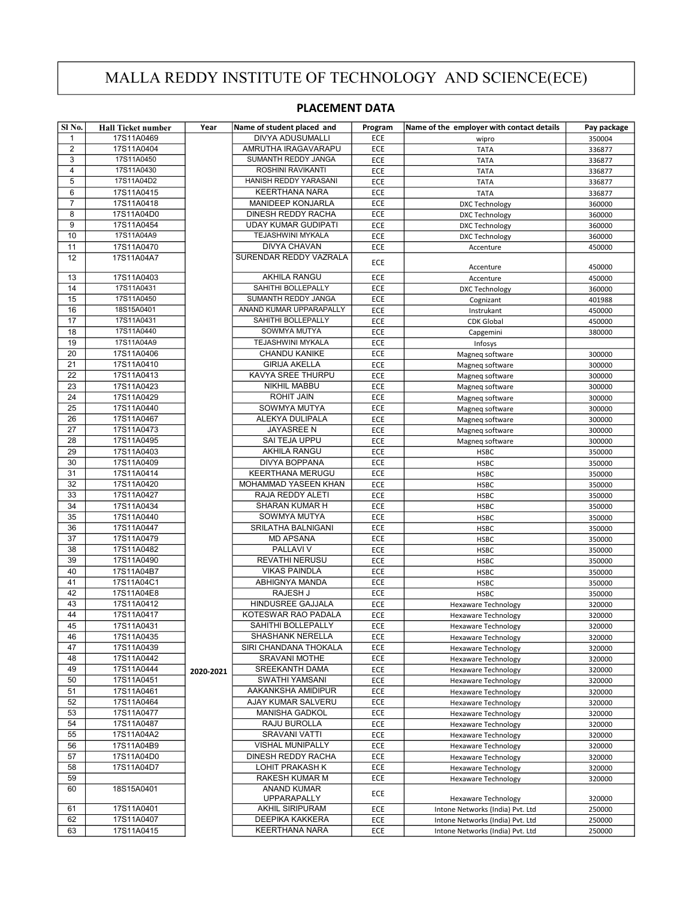# MALLA REDDY INSTITUTE OF TECHNOLOGY AND SCIENCE(ECE)

## PLACEMENT DATA

| Sl No. | Hall Ticket number | Year | Name of student placed and | Program | Name of the employer with contact details | Pay package |
|---|---|---|---|---|---|---|
| 1 | 17S11A0469 | 2020-2021 | DIVYA ADUSUMALLI | ECE | wipro | 350004 |
| 2 | 17S11A0404 | | AMRUTHA IRAGAVARAPU | ECE | TATA | 336877 |
| 3 | 17S11A0450 | | SUMANTH REDDY JANGA | ECE | TATA | 336877 |
| 4 | 17S11A0430 | | ROSHINI RAVIKANTI | ECE | TATA | 336877 |
| 5 | 17S11A04D2 | | HANISH REDDY YARASANI | ECE | TATA | 336877 |
| 6 | 17S11A0415 | | KEERTHANA NARA | ECE | TATA | 336877 |
| 7 | 17S11A0418 | | MANIDEEP KONJARLA | ECE | DXC Technology | 360000 |
| 8 | 17S11A04D0 | | DINESH REDDY RACHA | ECE | DXC Technology | 360000 |
| 9 | 17S11A0454 | | UDAY KUMAR GUDIPATI | ECE | DXC Technology | 360000 |
| 10 | 17S11A04A9 | | TEJASHWINI MYKALA | ECE | DXC Technology | 360000 |
| 11 | 17S11A0470 | | DIVYA CHAVAN | ECE | Accenture | 450000 |
| 12 | 17S11A04A7 | | SURENDAR REDDY VAZRALA | ECE | Accenture | 450000 |
| 13 | 17S11A0403 | | AKHILA RANGU | ECE | Accenture | 450000 |
| 14 | 17S11A0431 | | SAHITHI BOLLEPALLY | ECE | DXC Technology | 360000 |
| 15 | 17S11A0450 | | SUMANTH REDDY JANGA | ECE | Cognizant | 401988 |
| 16 | 18S15A0401 | | ANAND KUMAR UPPARAPALLY | ECE | Instrukant | 450000 |
| 17 | 17S11A0431 | | SAHITHI BOLLEPALLY | ECE | CDK Global | 450000 |
| 18 | 17S11A0440 | | SOWMYA MUTYA | ECE | Capgemini | 380000 |
| 19 | 17S11A04A9 | | TEJASHWINI MYKALA | ECE | Infosys | |
| 20 | 17S11A0406 | | CHANDU KANIKE | ECE | Magneq software | 300000 |
| 21 | 17S11A0410 | | GIRIJA AKELLA | ECE | Magneq software | 300000 |
| 22 | 17S11A0413 | | KAVYA SREE THURPU | ECE | Magneq software | 300000 |
| 23 | 17S11A0423 | | NIKHIL MABBU | ECE | Magneq software | 300000 |
| 24 | 17S11A0429 | | ROHIT JAIN | ECE | Magneq software | 300000 |
| 25 | 17S11A0440 | | SOWMYA MUTYA | ECE | Magneq software | 300000 |
| 26 | 17S11A0467 | | ALEKYA DULIPALA | ECE | Magneq software | 300000 |
| 27 | 17S11A0473 | | JAYASREE N | ECE | Magneq software | 300000 |
| 28 | 17S11A0495 | | SAI TEJA UPPU | ECE | Magneq software | 300000 |
| 29 | 17S11A0403 | | AKHILA RANGU | ECE | HSBC | 350000 |
| 30 | 17S11A0409 | | DIVYA BOPPANA | ECE | HSBC | 350000 |
| 31 | 17S11A0414 | | KEERTHANA MERUGU | ECE | HSBC | 350000 |
| 32 | 17S11A0420 | | MOHAMMAD YASEEN KHAN | ECE | HSBC | 350000 |
| 33 | 17S11A0427 | | RAJA REDDY ALETI | ECE | HSBC | 350000 |
| 34 | 17S11A0434 | | SHARAN KUMAR H | ECE | HSBC | 350000 |
| 35 | 17S11A0440 | | SOWMYA MUTYA | ECE | HSBC | 350000 |
| 36 | 17S11A0447 | | SRILATHA BALNIGANI | ECE | HSBC | 350000 |
| 37 | 17S11A0479 | | MD APSANA | ECE | HSBC | 350000 |
| 38 | 17S11A0482 | | PALLAVI V | ECE | HSBC | 350000 |
| 39 | 17S11A0490 | | REVATHI NERUSU | ECE | HSBC | 350000 |
| 40 | 17S11A04B7 | | VIKAS PAINDLA | ECE | HSBC | 350000 |
| 41 | 17S11A04C1 | | ABHIGNYA MANDA | ECE | HSBC | 350000 |
| 42 | 17S11A04E8 | | RAJESH J | ECE | HSBC | 350000 |
| 43 | 17S11A0412 | | HINDUSREE GAJJALA | ECE | Hexaware Technology | 320000 |
| 44 | 17S11A0417 | | KOTESWAR RAO PADALA | ECE | Hexaware Technology | 320000 |
| 45 | 17S11A0431 | | SAHITHI BOLLEPALLY | ECE | Hexaware Technology | 320000 |
| 46 | 17S11A0435 | | SHASHANK NERELLA | ECE | Hexaware Technology | 320000 |
| 47 | 17S11A0439 | | SIRI CHANDANA THOKALA | ECE | Hexaware Technology | 320000 |
| 48 | 17S11A0442 | | SRAVANI MOTHE | ECE | Hexaware Technology | 320000 |
| 49 | 17S11A0444 | | SREEKANTH DAMA | ECE | Hexaware Technology | 320000 |
| 50 | 17S11A0451 | | SWATHI YAMSANI | ECE | Hexaware Technology | 320000 |
| 51 | 17S11A0461 | | AAKANKSHA AMIDIPUR | ECE | Hexaware Technology | 320000 |
| 52 | 17S11A0464 | | AJAY KUMAR SALVERU | ECE | Hexaware Technology | 320000 |
| 53 | 17S11A0477 | | MANISHA GADKOL | ECE | Hexaware Technology | 320000 |
| 54 | 17S11A0487 | | RAJU BUROLLA | ECE | Hexaware Technology | 320000 |
| 55 | 17S11A04A2 | | SRAVANI VATTI | ECE | Hexaware Technology | 320000 |
| 56 | 17S11A04B9 | | VISHAL MUNIPALLY | ECE | Hexaware Technology | 320000 |
| 57 | 17S11A04D0 | | DINESH REDDY RACHA | ECE | Hexaware Technology | 320000 |
| 58 | 17S11A04D7 | | LOHIT PRAKASH K | ECE | Hexaware Technology | 320000 |
| 59 | | | RAKESH KUMAR M | ECE | Hexaware Technology | 320000 |
| 60 | 18S15A0401 | | ANAND KUMAR UPPARAPALLY | ECE | Hexaware Technology | 320000 |
| 61 | 17S11A0401 | | AKHIL SIRIPURAM | ECE | Intone Networks (India) Pvt. Ltd | 250000 |
| 62 | 17S11A0407 | | DEEPIKA KAKKERA | ECE | Intone Networks (India) Pvt. Ltd | 250000 |
| 63 | 17S11A0415 | | KEERTHANA NARA | ECE | Intone Networks (India) Pvt. Ltd | 250000 |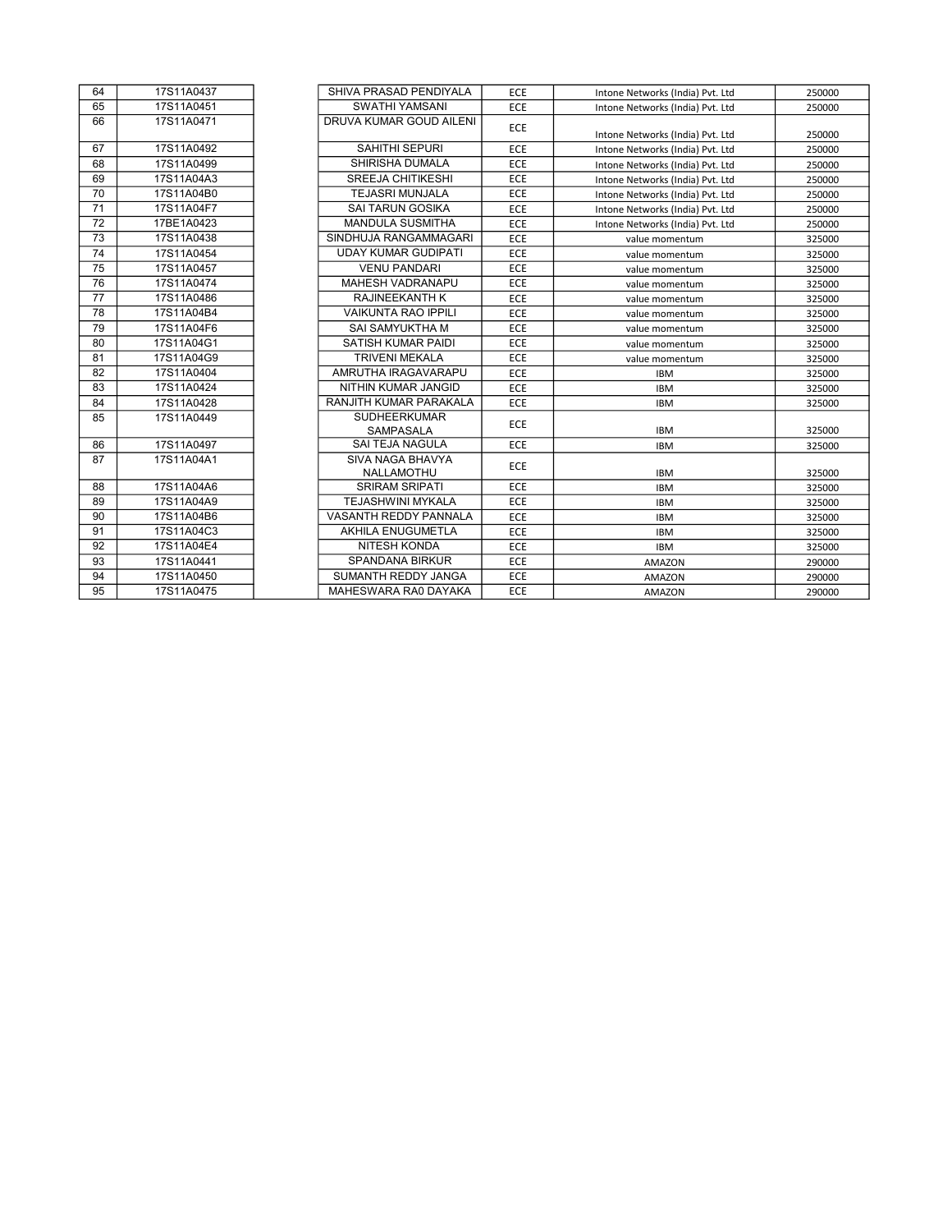| | | | | | | |
|---|---|---|---|---|---|---|
| 64 | 17S11A0437 | | SHIVA PRASAD PENDIYALA | ECE | Intone Networks (India) Pvt. Ltd | 250000 |
| 65 | 17S11A0451 | | SWATHI YAMSANI | ECE | Intone Networks (India) Pvt. Ltd | 250000 |
| 66 | 17S11A0471 | | DRUVA KUMAR GOUD AILENI | ECE | Intone Networks (India) Pvt. Ltd | 250000 |
| 67 | 17S11A0492 | | SAHITHI SEPURI | ECE | Intone Networks (India) Pvt. Ltd | 250000 |
| 68 | 17S11A0499 | | SHIRISHA DUMALA | ECE | Intone Networks (India) Pvt. Ltd | 250000 |
| 69 | 17S11A04A3 | | SREEJA CHITIKESHI | ECE | Intone Networks (India) Pvt. Ltd | 250000 |
| 70 | 17S11A04B0 | | TEJASRI MUNJALA | ECE | Intone Networks (India) Pvt. Ltd | 250000 |
| 71 | 17S11A04F7 | | SAI TARUN GOSIKA | ECE | Intone Networks (India) Pvt. Ltd | 250000 |
| 72 | 17BE1A0423 | | MANDULA SUSMITHA | ECE | Intone Networks (India) Pvt. Ltd | 250000 |
| 73 | 17S11A0438 | | SINDHUJA RANGAMMAGARI | ECE | value momentum | 325000 |
| 74 | 17S11A0454 | | UDAY KUMAR GUDIPATI | ECE | value momentum | 325000 |
| 75 | 17S11A0457 | | VENU PANDARI | ECE | value momentum | 325000 |
| 76 | 17S11A0474 | | MAHESH VADRANAPU | ECE | value momentum | 325000 |
| 77 | 17S11A0486 | | RAJINEEKANTH K | ECE | value momentum | 325000 |
| 78 | 17S11A04B4 | | VAIKUNTA RAO IPPILI | ECE | value momentum | 325000 |
| 79 | 17S11A04F6 | | SAI SAMYUKTHA M | ECE | value momentum | 325000 |
| 80 | 17S11A04G1 | | SATISH KUMAR PAIDI | ECE | value momentum | 325000 |
| 81 | 17S11A04G9 | | TRIVENI MEKALA | ECE | value momentum | 325000 |
| 82 | 17S11A0404 | | AMRUTHA IRAGAVARAPU | ECE | IBM | 325000 |
| 83 | 17S11A0424 | | NITHIN KUMAR JANGID | ECE | IBM | 325000 |
| 84 | 17S11A0428 | | RANJITH KUMAR PARAKALA | ECE | IBM | 325000 |
| 85 | 17S11A0449 | | SUDHEERKUMAR SAMPASALA | ECE | IBM | 325000 |
| 86 | 17S11A0497 | | SAI TEJA NAGULA | ECE | IBM | 325000 |
| 87 | 17S11A04A1 | | SIVA NAGA BHAVYA NALLAMOTHU | ECE | IBM | 325000 |
| 88 | 17S11A04A6 | | SRIRAM SRIPATI | ECE | IBM | 325000 |
| 89 | 17S11A04A9 | | TEJASHWINI MYKALA | ECE | IBM | 325000 |
| 90 | 17S11A04B6 | | VASANTH REDDY PANNALA | ECE | IBM | 325000 |
| 91 | 17S11A04C3 | | AKHILA ENUGUMETLA | ECE | IBM | 325000 |
| 92 | 17S11A04E4 | | NITESH KONDA | ECE | IBM | 325000 |
| 93 | 17S11A0441 | | SPANDANA BIRKUR | ECE | AMAZON | 290000 |
| 94 | 17S11A0450 | | SUMANTH REDDY JANGA | ECE | AMAZON | 290000 |
| 95 | 17S11A0475 | | MAHESWARA RA0 DAYAKA | ECE | AMAZON | 290000 |